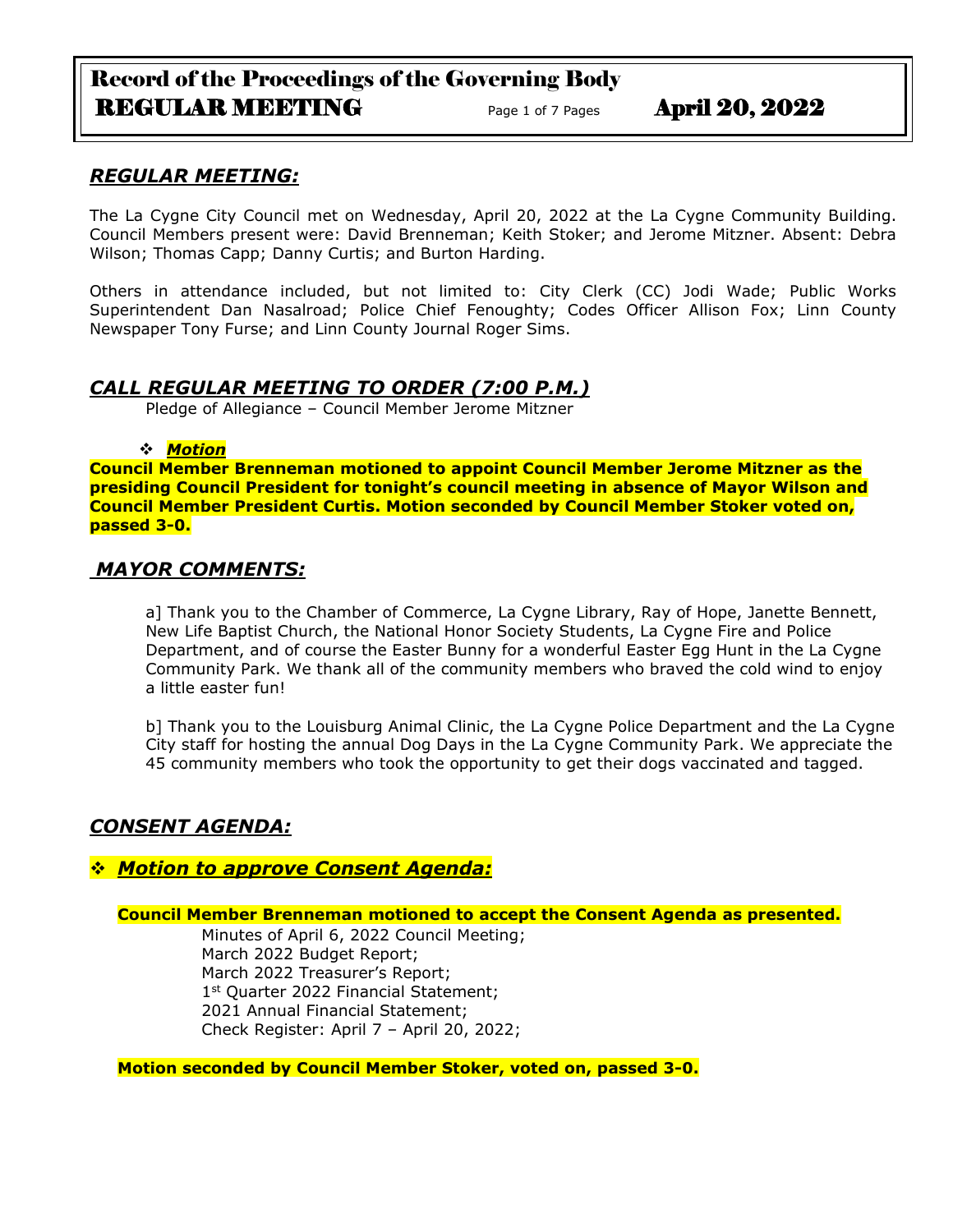# Record of the Proceedings of the Governing Body
## REGULAR MEETING — April 20, 2022

## *REGULAR MEETING:*

The La Cygne City Council met on Wednesday, April 20, 2022 at the La Cygne Community Building. Council Members present were: David Brenneman; Keith Stoker; and Jerome Mitzner. Absent: Debra Wilson; Thomas Capp; Danny Curtis; and Burton Harding.

Others in attendance included, but not limited to: City Clerk (CC) Jodi Wade; Public Works Superintendent Dan Nasalroad; Police Chief Fenoughty; Codes Officer Allison Fox; Linn County Newspaper Tony Furse; and Linn County Journal Roger Sims.

## *CALL REGULAR MEETING TO ORDER (7:00 P.M.)*

Pledge of Allegiance – Council Member Jerome Mitzner

- ***Motion***

**Council Member Brenneman motioned to appoint Council Member Jerome Mitzner as the presiding Council President for tonight's council meeting in absence of Mayor Wilson and Council Member President Curtis. Motion seconded by Council Member Stoker voted on, passed 3-0.**

## *MAYOR COMMENTS:*

a] Thank you to the Chamber of Commerce, La Cygne Library, Ray of Hope, Janette Bennett, New Life Baptist Church, the National Honor Society Students, La Cygne Fire and Police Department, and of course the Easter Bunny for a wonderful Easter Egg Hunt in the La Cygne Community Park. We thank all of the community members who braved the cold wind to enjoy a little easter fun!

b] Thank you to the Louisburg Animal Clinic, the La Cygne Police Department and the La Cygne City staff for hosting the annual Dog Days in the La Cygne Community Park. We appreciate the 45 community members who took the opportunity to get their dogs vaccinated and tagged.

## *CONSENT AGENDA:*

### *Motion to approve Consent Agenda:*

**Council Member Brenneman motioned to accept the Consent Agenda as presented.**

Minutes of April 6, 2022 Council Meeting;
March 2022 Budget Report;
March 2022 Treasurer's Report;
1st Quarter 2022 Financial Statement;
2021 Annual Financial Statement;
Check Register: April 7 – April 20, 2022;

**Motion seconded by Council Member Stoker, voted on, passed 3-0.**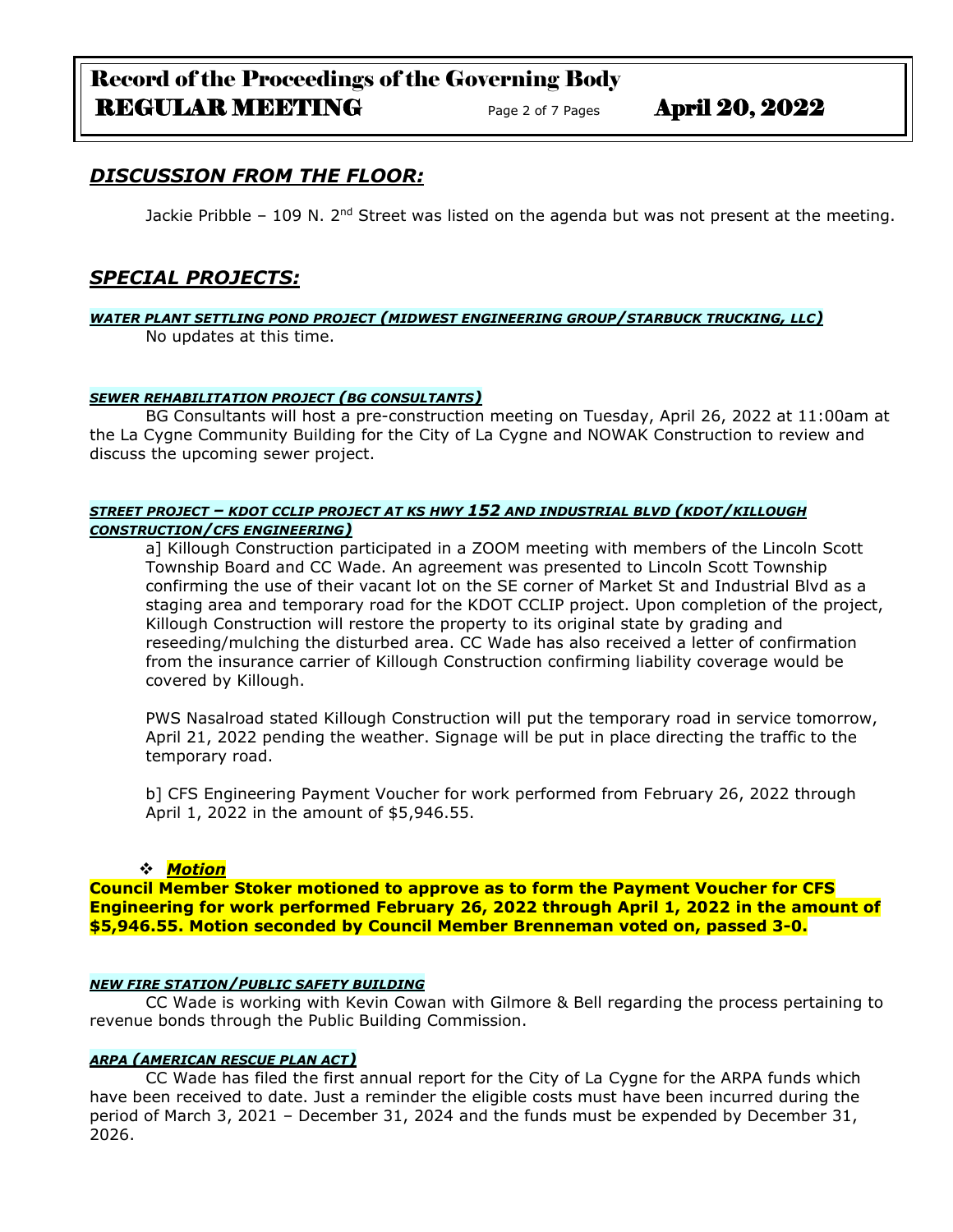## *DISCUSSION FROM THE FLOOR:*

Jackie Pribble – 109 N. 2nd Street was listed on the agenda but was not present at the meeting.

## *SPECIAL PROJECTS:*

***WATER PLANT SETTLING POND PROJECT (MIDWEST ENGINEERING GROUP/STARBUCK TRUCKING, LLC)***

No updates at this time.

***SEWER REHABILITATION PROJECT (BG CONSULTANTS)***

BG Consultants will host a pre-construction meeting on Tuesday, April 26, 2022 at 11:00am at the La Cygne Community Building for the City of La Cygne and NOWAK Construction to review and discuss the upcoming sewer project.

***STREET PROJECT – KDOT CCLIP PROJECT AT KS HWY 152 AND INDUSTRIAL BLVD (KDOT/KILLOUGH CONSTRUCTION/CFS ENGINEERING)***

a] Killough Construction participated in a ZOOM meeting with members of the Lincoln Scott Township Board and CC Wade. An agreement was presented to Lincoln Scott Township confirming the use of their vacant lot on the SE corner of Market St and Industrial Blvd as a staging area and temporary road for the KDOT CCLIP project. Upon completion of the project, Killough Construction will restore the property to its original state by grading and reseeding/mulching the disturbed area. CC Wade has also received a letter of confirmation from the insurance carrier of Killough Construction confirming liability coverage would be covered by Killough.

PWS Nasalroad stated Killough Construction will put the temporary road in service tomorrow, April 21, 2022 pending the weather. Signage will be put in place directing the traffic to the temporary road.

b] CFS Engineering Payment Voucher for work performed from February 26, 2022 through April 1, 2022 in the amount of $5,946.55.

- ***Motion***

**Council Member Stoker motioned to approve as to form the Payment Voucher for CFS Engineering for work performed February 26, 2022 through April 1, 2022 in the amount of $5,946.55. Motion seconded by Council Member Brenneman voted on, passed 3-0.**

***NEW FIRE STATION/PUBLIC SAFETY BUILDING***

CC Wade is working with Kevin Cowan with Gilmore & Bell regarding the process pertaining to revenue bonds through the Public Building Commission.

***ARPA (AMERICAN RESCUE PLAN ACT)***

CC Wade has filed the first annual report for the City of La Cygne for the ARPA funds which have been received to date. Just a reminder the eligible costs must have been incurred during the period of March 3, 2021 – December 31, 2024 and the funds must be expended by December 31, 2026.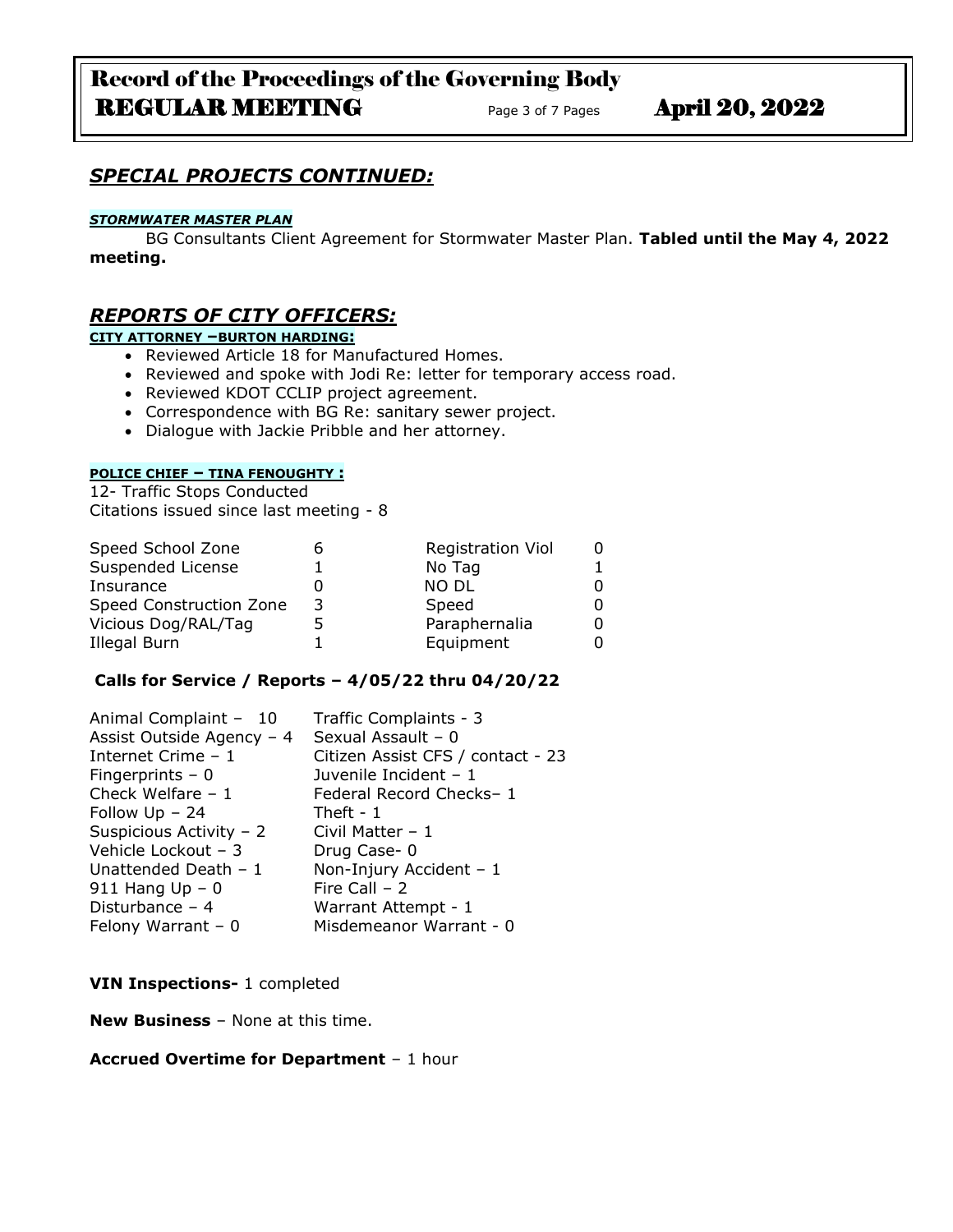## *SPECIAL PROJECTS CONTINUED:*

***STORMWATER MASTER PLAN***

BG Consultants Client Agreement for Stormwater Master Plan. **Tabled until the May 4, 2022 meeting.**

## *REPORTS OF CITY OFFICERS:*

**CITY ATTORNEY –BURTON HARDING:**

- Reviewed Article 18 for Manufactured Homes.
- Reviewed and spoke with Jodi Re: letter for temporary access road.
- Reviewed KDOT CCLIP project agreement.
- Correspondence with BG Re: sanitary sewer project.
- Dialogue with Jackie Pribble and her attorney.

**POLICE CHIEF – TINA FENOUGHTY :**

12- Traffic Stops Conducted
Citations issued since last meeting - 8

| | | | |
|---|---|---|---|
| Speed School Zone | 6 | Registration Viol | 0 |
| Suspended License | 1 | No Tag | 1 |
| Insurance | 0 | NO DL | 0 |
| Speed Construction Zone | 3 | Speed | 0 |
| Vicious Dog/RAL/Tag | 5 | Paraphernalia | 0 |
| Illegal Burn | 1 | Equipment | 0 |

**Calls for Service / Reports – 4/05/22 thru 04/20/22**

| | |
|---|---|
| Animal Complaint – 10 | Traffic Complaints - 3 |
| Assist Outside Agency – 4 | Sexual Assault – 0 |
| Internet Crime – 1 | Citizen Assist CFS / contact - 23 |
| Fingerprints – 0 | Juvenile Incident – 1 |
| Check Welfare – 1 | Federal Record Checks– 1 |
| Follow Up – 24 | Theft - 1 |
| Suspicious Activity – 2 | Civil Matter – 1 |
| Vehicle Lockout – 3 | Drug Case- 0 |
| Unattended Death – 1 | Non-Injury Accident – 1 |
| 911 Hang Up – 0 | Fire Call – 2 |
| Disturbance – 4 | Warrant Attempt - 1 |
| Felony Warrant – 0 | Misdemeanor Warrant - 0 |

**VIN Inspections-** 1 completed

**New Business** – None at this time.

**Accrued Overtime for Department** – 1 hour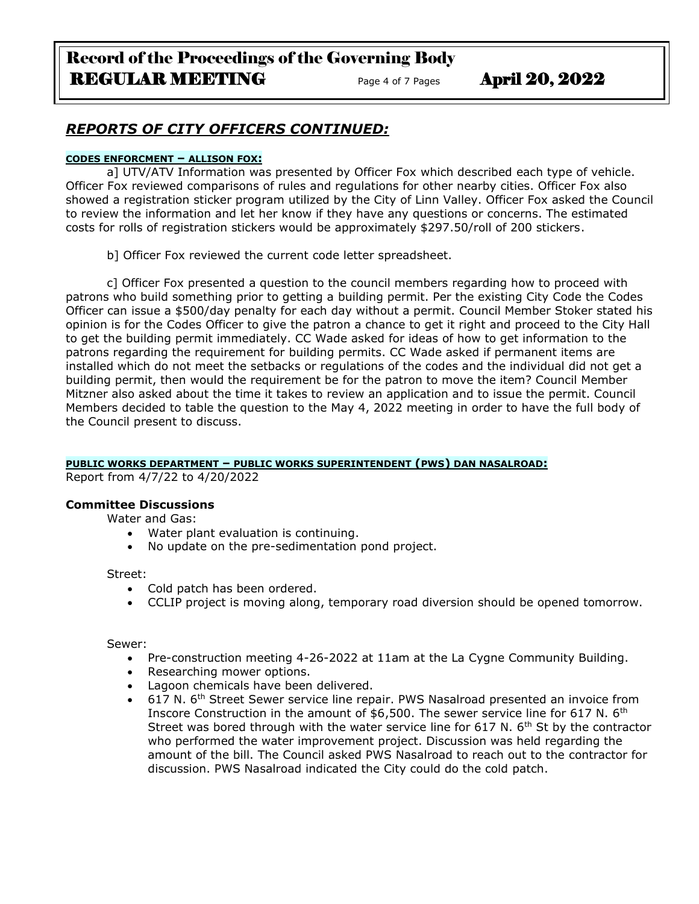## *REPORTS OF CITY OFFICERS CONTINUED:*

**CODES ENFORCMENT – ALLISON FOX:**

a] UTV/ATV Information was presented by Officer Fox which described each type of vehicle. Officer Fox reviewed comparisons of rules and regulations for other nearby cities. Officer Fox also showed a registration sticker program utilized by the City of Linn Valley. Officer Fox asked the Council to review the information and let her know if they have any questions or concerns. The estimated costs for rolls of registration stickers would be approximately $297.50/roll of 200 stickers.

b] Officer Fox reviewed the current code letter spreadsheet.

c] Officer Fox presented a question to the council members regarding how to proceed with patrons who build something prior to getting a building permit. Per the existing City Code the Codes Officer can issue a $500/day penalty for each day without a permit. Council Member Stoker stated his opinion is for the Codes Officer to give the patron a chance to get it right and proceed to the City Hall to get the building permit immediately. CC Wade asked for ideas of how to get information to the patrons regarding the requirement for building permits. CC Wade asked if permanent items are installed which do not meet the setbacks or regulations of the codes and the individual did not get a building permit, then would the requirement be for the patron to move the item? Council Member Mitzner also asked about the time it takes to review an application and to issue the permit. Council Members decided to table the question to the May 4, 2022 meeting in order to have the full body of the Council present to discuss.

**PUBLIC WORKS DEPARTMENT – PUBLIC WORKS SUPERINTENDENT (PWS) DAN NASALROAD:**

Report from 4/7/22 to 4/20/2022

**Committee Discussions**

Water and Gas:

- Water plant evaluation is continuing.
- No update on the pre-sedimentation pond project.

Street:

- Cold patch has been ordered.
- CCLIP project is moving along, temporary road diversion should be opened tomorrow.

Sewer:

- Pre-construction meeting 4-26-2022 at 11am at the La Cygne Community Building.
- Researching mower options.
- Lagoon chemicals have been delivered.
- 617 N. 6th Street Sewer service line repair. PWS Nasalroad presented an invoice from Inscore Construction in the amount of $6,500. The sewer service line for 617 N. 6th Street was bored through with the water service line for 617 N. 6th St by the contractor who performed the water improvement project. Discussion was held regarding the amount of the bill. The Council asked PWS Nasalroad to reach out to the contractor for discussion. PWS Nasalroad indicated the City could do the cold patch.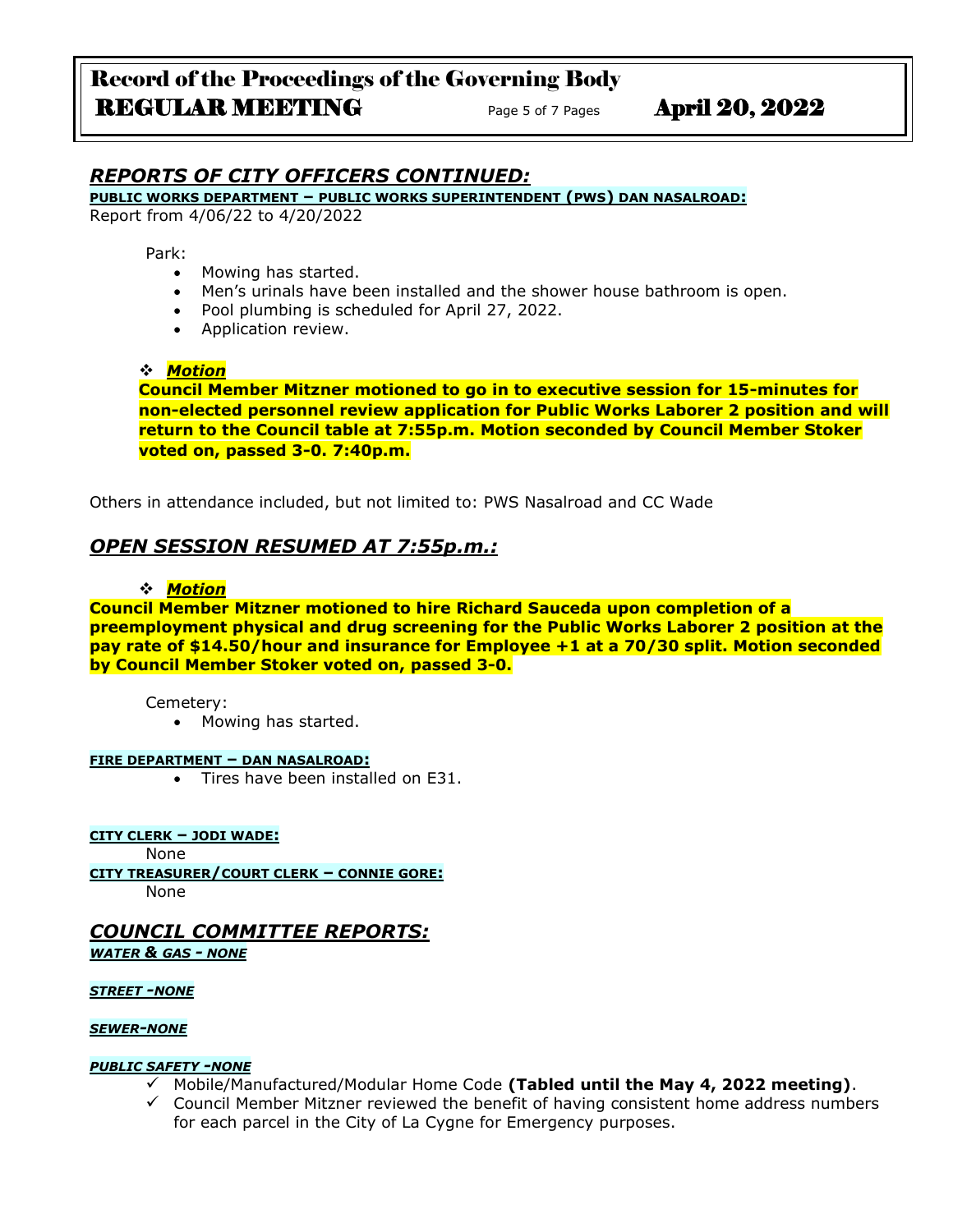## *REPORTS OF CITY OFFICERS CONTINUED:*

**PUBLIC WORKS DEPARTMENT – PUBLIC WORKS SUPERINTENDENT (PWS) DAN NASALROAD:**

Report from 4/06/22 to 4/20/2022

Park:

- Mowing has started.
- Men's urinals have been installed and the shower house bathroom is open.
- Pool plumbing is scheduled for April 27, 2022.
- Application review.

❖ ***Motion***

**Council Member Mitzner motioned to go in to executive session for 15-minutes for non-elected personnel review application for Public Works Laborer 2 position and will return to the Council table at 7:55p.m. Motion seconded by Council Member Stoker voted on, passed 3-0. 7:40p.m.**

Others in attendance included, but not limited to: PWS Nasalroad and CC Wade

## *OPEN SESSION RESUMED AT 7:55p.m.:*

❖ ***Motion***

**Council Member Mitzner motioned to hire Richard Sauceda upon completion of a preemployment physical and drug screening for the Public Works Laborer 2 position at the pay rate of $14.50/hour and insurance for Employee +1 at a 70/30 split. Motion seconded by Council Member Stoker voted on, passed 3-0.**

Cemetery:

- Mowing has started.

**FIRE DEPARTMENT – DAN NASALROAD:**

- Tires have been installed on E31.

**CITY CLERK – JODI WADE:**

None

**CITY TREASURER/COURT CLERK – CONNIE GORE:**

None

## *COUNCIL COMMITTEE REPORTS:*

***WATER & GAS - NONE***

***STREET -NONE***

***SEWER-NONE***

***PUBLIC SAFETY -NONE***

- ✓ Mobile/Manufactured/Modular Home Code **(Tabled until the May 4, 2022 meeting)**.
- ✓ Council Member Mitzner reviewed the benefit of having consistent home address numbers for each parcel in the City of La Cygne for Emergency purposes.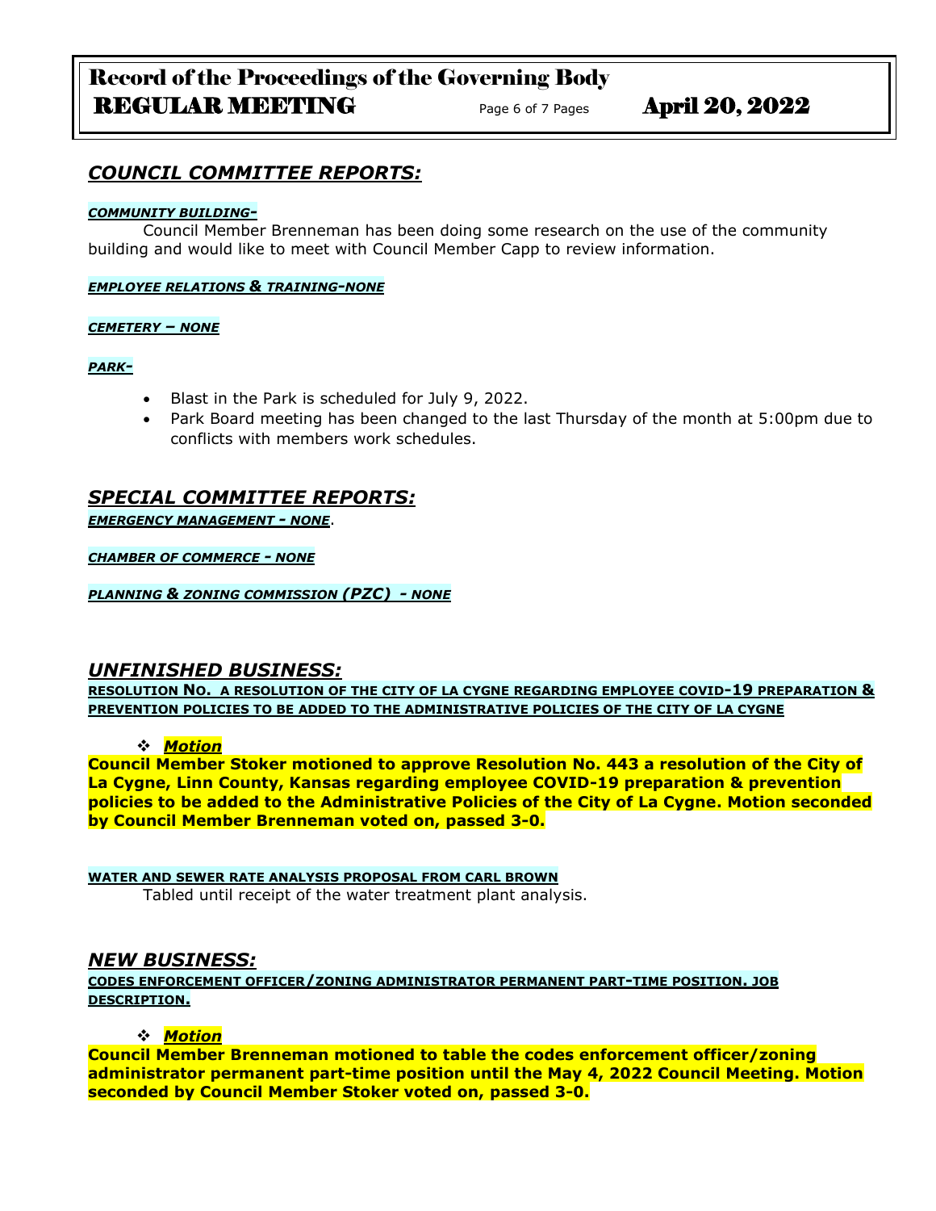## *COUNCIL COMMITTEE REPORTS:*

***COMMUNITY BUILDING-***

Council Member Brenneman has been doing some research on the use of the community building and would like to meet with Council Member Capp to review information.

***EMPLOYEE RELATIONS & TRAINING-NONE***

***CEMETERY – NONE***

***PARK-***

- Blast in the Park is scheduled for July 9, 2022.
- Park Board meeting has been changed to the last Thursday of the month at 5:00pm due to conflicts with members work schedules.

## *SPECIAL COMMITTEE REPORTS:*

***EMERGENCY MANAGEMENT - NONE***.

***CHAMBER OF COMMERCE - NONE***

***PLANNING & ZONING COMMISSION (PZC) - NONE***

## *UNFINISHED BUSINESS:*

**RESOLUTION NO. A RESOLUTION OF THE CITY OF LA CYGNE REGARDING EMPLOYEE COVID-19 PREPARATION & PREVENTION POLICIES TO BE ADDED TO THE ADMINISTRATIVE POLICIES OF THE CITY OF LA CYGNE**

- ***Motion***

**Council Member Stoker motioned to approve Resolution No. 443 a resolution of the City of La Cygne, Linn County, Kansas regarding employee COVID-19 preparation & prevention policies to be added to the Administrative Policies of the City of La Cygne. Motion seconded by Council Member Brenneman voted on, passed 3-0.**

**WATER AND SEWER RATE ANALYSIS PROPOSAL FROM CARL BROWN**

Tabled until receipt of the water treatment plant analysis.

## *NEW BUSINESS:*

**CODES ENFORCEMENT OFFICER/ZONING ADMINISTRATOR PERMANENT PART-TIME POSITION. JOB DESCRIPTION.**

- ***Motion***

**Council Member Brenneman motioned to table the codes enforcement officer/zoning administrator permanent part-time position until the May 4, 2022 Council Meeting. Motion seconded by Council Member Stoker voted on, passed 3-0.**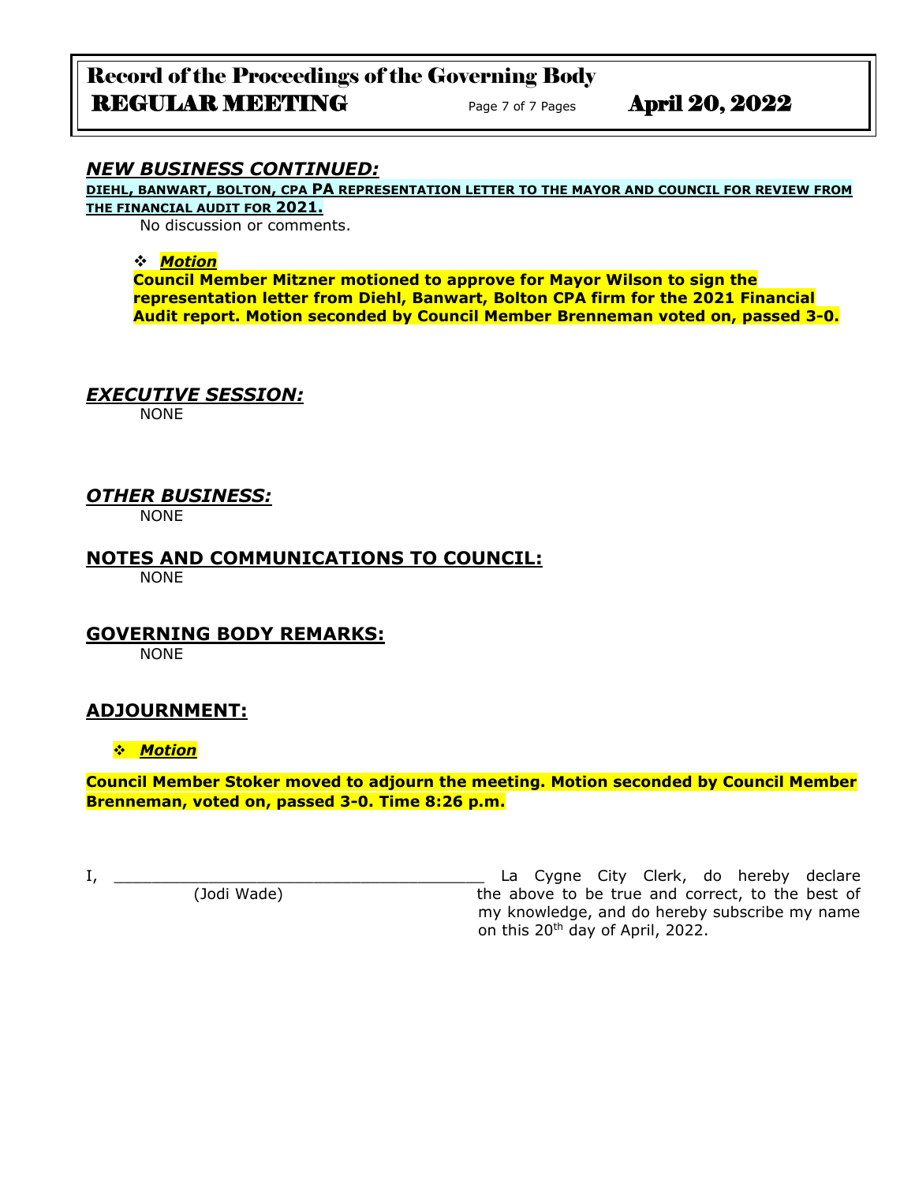## *NEW BUSINESS CONTINUED:*

**DIEHL, BANWART, BOLTON, CPA PA REPRESENTATION LETTER TO THE MAYOR AND COUNCIL FOR REVIEW FROM THE FINANCIAL AUDIT FOR 2021.**

No discussion or comments.

- ***Motion***

**Council Member Mitzner motioned to approve for Mayor Wilson to sign the representation letter from Diehl, Banwart, Bolton CPA firm for the 2021 Financial Audit report. Motion seconded by Council Member Brenneman voted on, passed 3-0.**

## *EXECUTIVE SESSION:*

NONE

## *OTHER BUSINESS:*

NONE

## NOTES AND COMMUNICATIONS TO COUNCIL:

NONE

## GOVERNING BODY REMARKS:

NONE

## ADJOURNMENT:

- ***Motion***

**Council Member Stoker moved to adjourn the meeting. Motion seconded by Council Member Brenneman, voted on, passed 3-0. Time 8:26 p.m.**

I, ________________________________________ La Cygne City Clerk, do hereby declare the above to be true and correct, to the best of my knowledge, and do hereby subscribe my name on this 20th day of April, 2022.

(Jodi Wade)